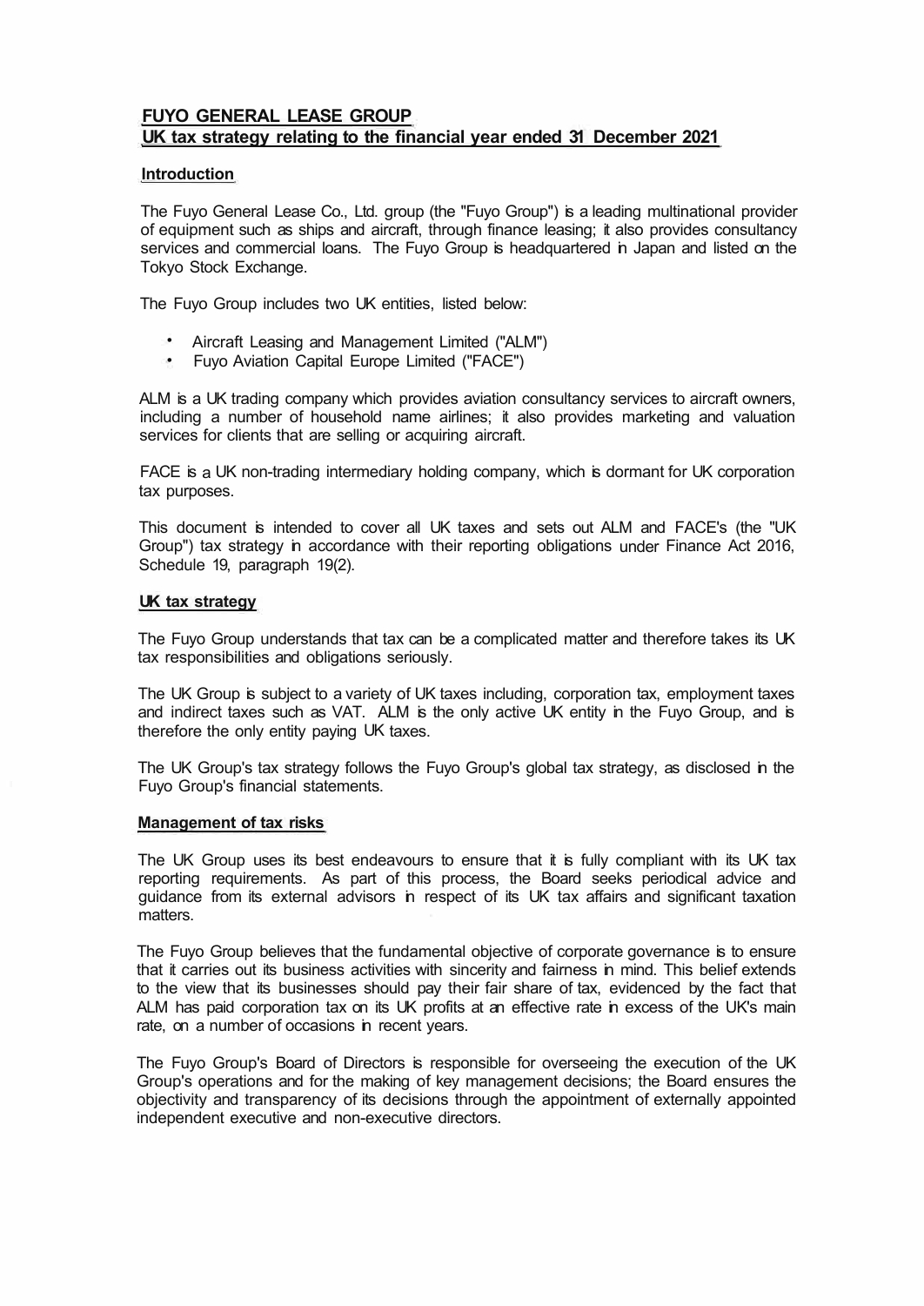# FUYO GENERAL LEASE GROUP
## UK tax strategy relating to the financial year ended 31 December 2021

### Introduction

The Fuyo General Lease Co., Ltd. group (the "Fuyo Group") is a leading multinational provider of equipment such as ships and aircraft, through finance leasing; it also provides consultancy services and commercial loans. The Fuyo Group is headquartered in Japan and listed on the Tokyo Stock Exchange.

The Fuyo Group includes two UK entities, listed below:

- Aircraft Leasing and Management Limited ("ALM")
- Fuyo Aviation Capital Europe Limited ("FACE")

ALM is a UK trading company which provides aviation consultancy services to aircraft owners, including a number of household name airlines; it also provides marketing and valuation services for clients that are selling or acquiring aircraft.

FACE is a UK non-trading intermediary holding company, which is dormant for UK corporation tax purposes.

This document is intended to cover all UK taxes and sets out ALM and FACE's (the "UK Group") tax strategy in accordance with their reporting obligations under Finance Act 2016, Schedule 19, paragraph 19(2).

### UK tax strategy

The Fuyo Group understands that tax can be a complicated matter and therefore takes its UK tax responsibilities and obligations seriously.

The UK Group is subject to a variety of UK taxes including, corporation tax, employment taxes and indirect taxes such as VAT. ALM is the only active UK entity in the Fuyo Group, and is therefore the only entity paying UK taxes.

The UK Group's tax strategy follows the Fuyo Group's global tax strategy, as disclosed in the Fuyo Group's financial statements.

### Management of tax risks

The UK Group uses its best endeavours to ensure that it is fully compliant with its UK tax reporting requirements. As part of this process, the Board seeks periodical advice and guidance from its external advisors in respect of its UK tax affairs and significant taxation matters.

The Fuyo Group believes that the fundamental objective of corporate governance is to ensure that it carries out its business activities with sincerity and fairness in mind. This belief extends to the view that its businesses should pay their fair share of tax, evidenced by the fact that ALM has paid corporation tax on its UK profits at an effective rate in excess of the UK's main rate, on a number of occasions in recent years.

The Fuyo Group's Board of Directors is responsible for overseeing the execution of the UK Group's operations and for the making of key management decisions; the Board ensures the objectivity and transparency of its decisions through the appointment of externally appointed independent executive and non-executive directors.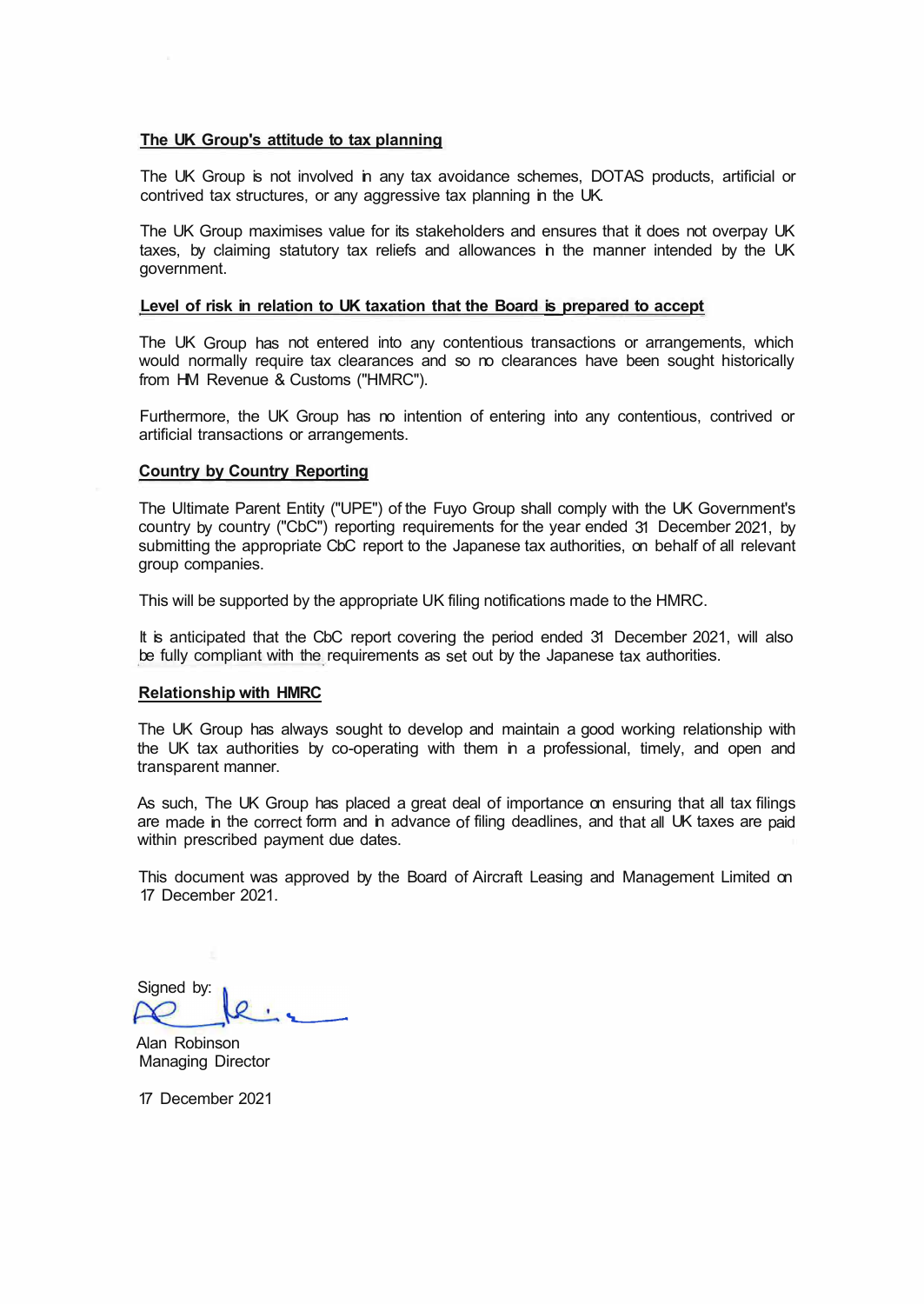**The UK Group's attitude to tax planning**

The UK Group is not involved in any tax avoidance schemes, DOTAS products, artificial or contrived tax structures, or any aggressive tax planning in the UK.

The UK Group maximises value for its stakeholders and ensures that it does not overpay UK taxes, by claiming statutory tax reliefs and allowances in the manner intended by the UK government.

**Level of risk in relation to UK taxation that the Board is prepared to accept**

The UK Group has not entered into any contentious transactions or arrangements, which would normally require tax clearances and so no clearances have been sought historically from HM Revenue & Customs ("HMRC").

Furthermore, the UK Group has no intention of entering into any contentious, contrived or artificial transactions or arrangements.

**Country by Country Reporting**

The Ultimate Parent Entity ("UPE") of the Fuyo Group shall comply with the UK Government's country by country ("CbC") reporting requirements for the year ended 31 December 2021, by submitting the appropriate CbC report to the Japanese tax authorities, on behalf of all relevant group companies.

This will be supported by the appropriate UK filing notifications made to the HMRC.

It is anticipated that the CbC report covering the period ended 31 December 2021, will also be fully compliant with the requirements as set out by the Japanese tax authorities.

**Relationship with HMRC**

The UK Group has always sought to develop and maintain a good working relationship with the UK tax authorities by co-operating with them in a professional, timely, and open and transparent manner.

As such, The UK Group has placed a great deal of importance on ensuring that all tax filings are made in the correct form and in advance of filing deadlines, and that all UK taxes are paid within prescribed payment due dates.

This document was approved by the Board of Aircraft Leasing and Management Limited on 17 December 2021.

Signed by:

Alan Robinson
Managing Director

17 December 2021